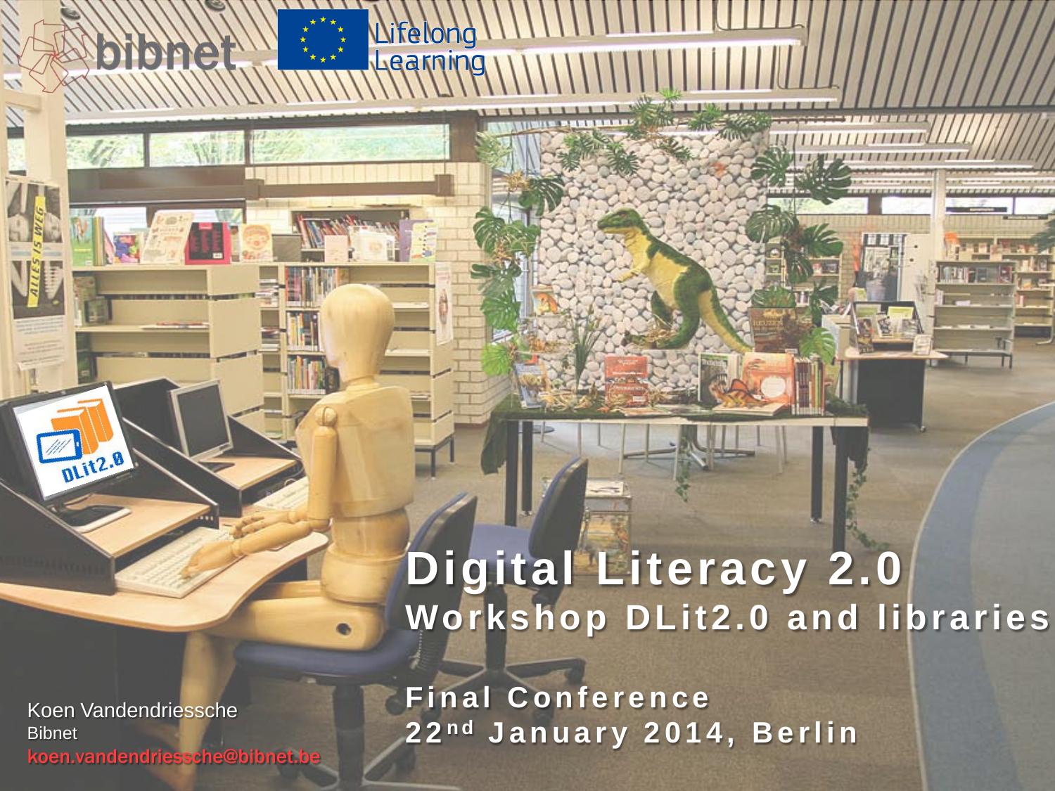bibnet

Lifelong Learning

# Digital Literacy 2.0

## Workshop DLit2.0 and libraries

Final Conference

22nd January 2014, Berlin

Koen Vandendriessche

Bibnet

koen.vandendriessche@bibnet.be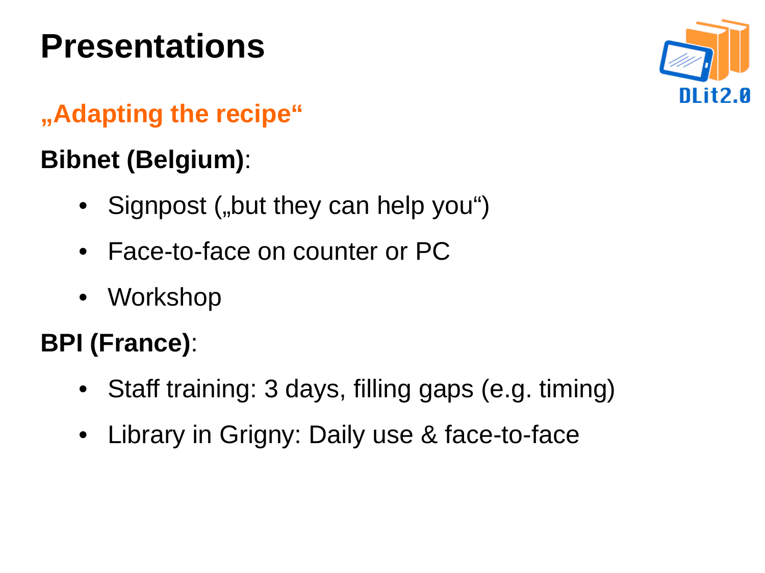# Presentations

**„Adapting the recipe“**

**Bibnet (Belgium)**:

- Signpost („but they can help you“)
- Face-to-face on counter or PC
- Workshop

**BPI (France)**:

- Staff training: 3 days, filling gaps (e.g. timing)
- Library in Grigny: Daily use & face-to-face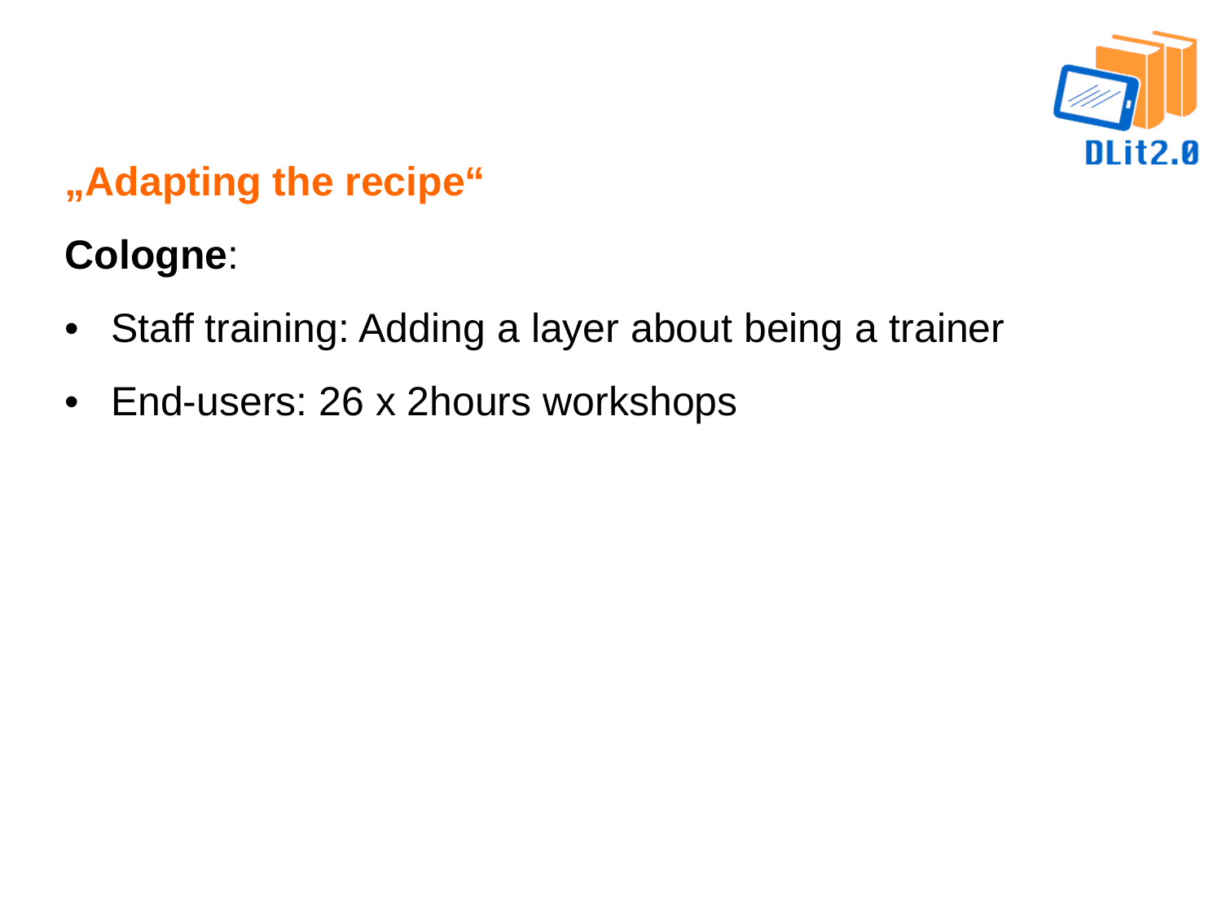## „Adapting the recipe“

**Cologne**:

- Staff training: Adding a layer about being a trainer
- End-users: 26 x 2hours workshops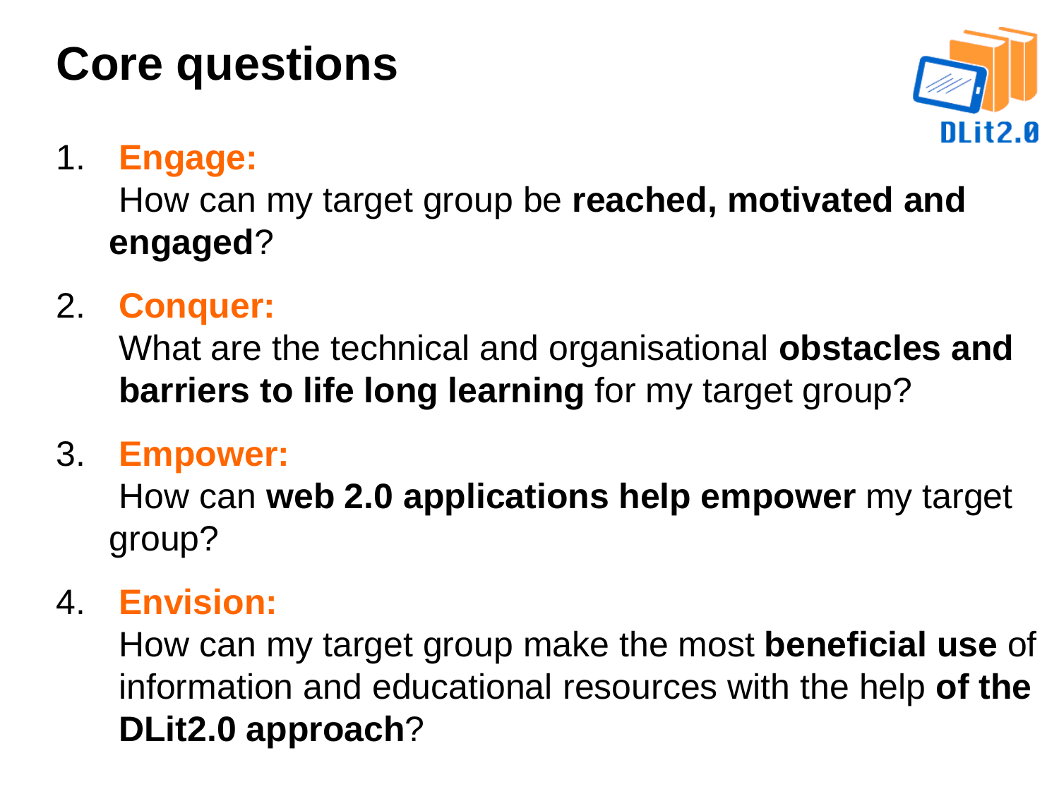# Core questions

1. **Engage:**
   How can my target group be **reached, motivated and engaged**?

2. **Conquer:**
   What are the technical and organisational **obstacles and barriers to life long learning** for my target group?

3. **Empower:**
   How can **web 2.0 applications help empower** my target group?

4. **Envision:**
   How can my target group make the most **beneficial use** of information and educational resources with the help **of the DLit2.0 approach**?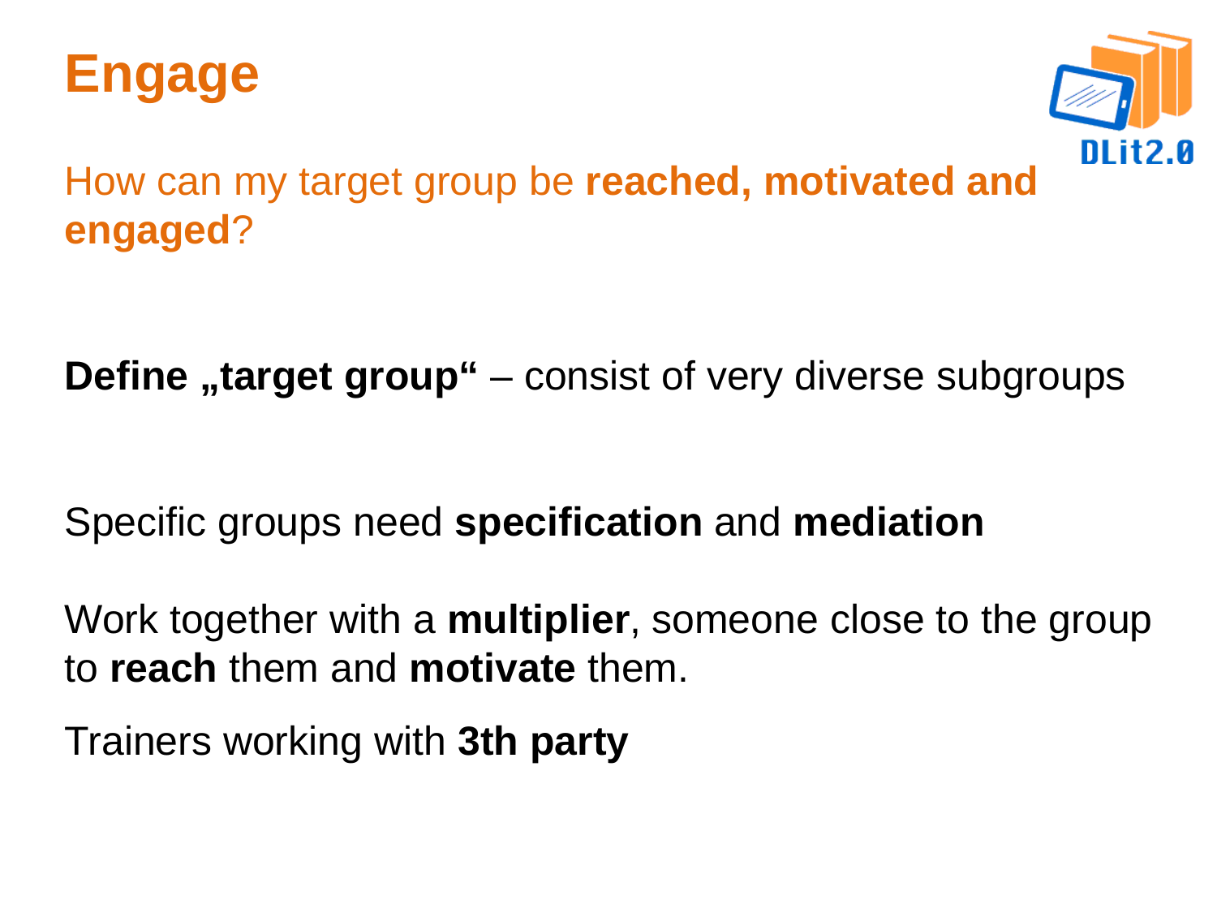# Engage

How can my target group be **reached, motivated and engaged**?

**Define „target group“** – consist of very diverse subgroups

Specific groups need **specification** and **mediation**

Work together with a **multiplier**, someone close to the group to **reach** them and **motivate** them.

Trainers working with **3th party**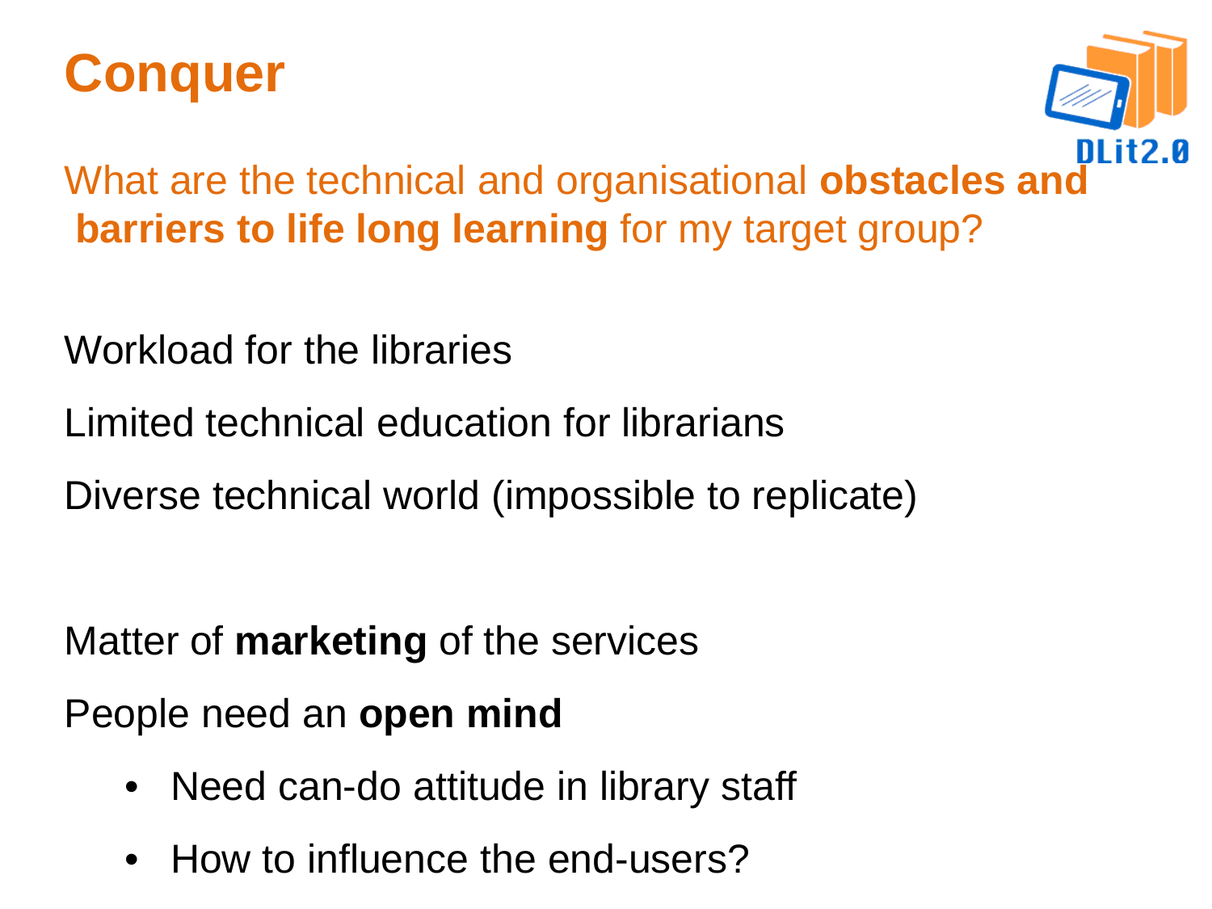# Conquer

What are the technical and organisational **obstacles and barriers to life long learning** for my target group?

Workload for the libraries

Limited technical education for librarians

Diverse technical world (impossible to replicate)

Matter of **marketing** of the services

People need an **open mind**

- Need can-do attitude in library staff
- How to influence the end-users?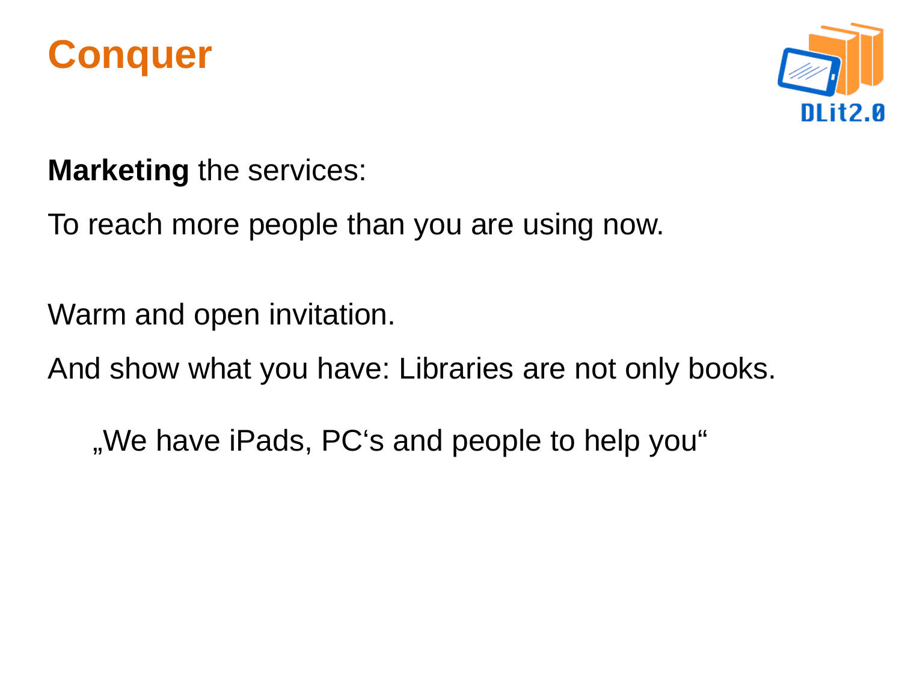# Conquer

**Marketing** the services:

To reach more people than you are using now.

Warm and open invitation.

And show what you have: Libraries are not only books.

„We have iPads, PC‘s and people to help you“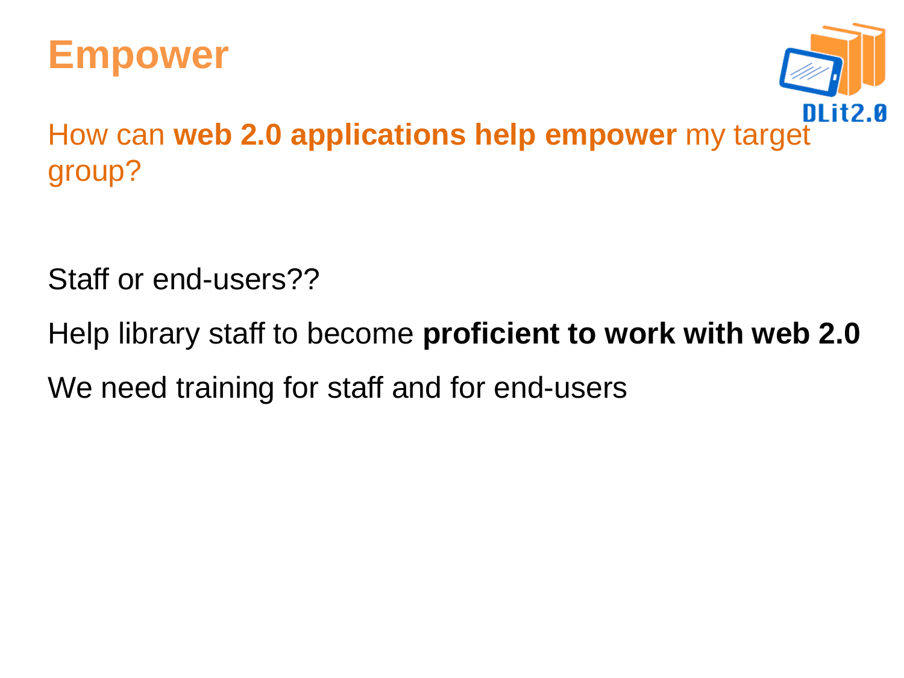# Empower

How can **web 2.0 applications help empower** my target group?

Staff or end-users??

Help library staff to become **proficient to work with web 2.0**

We need training for staff and for end-users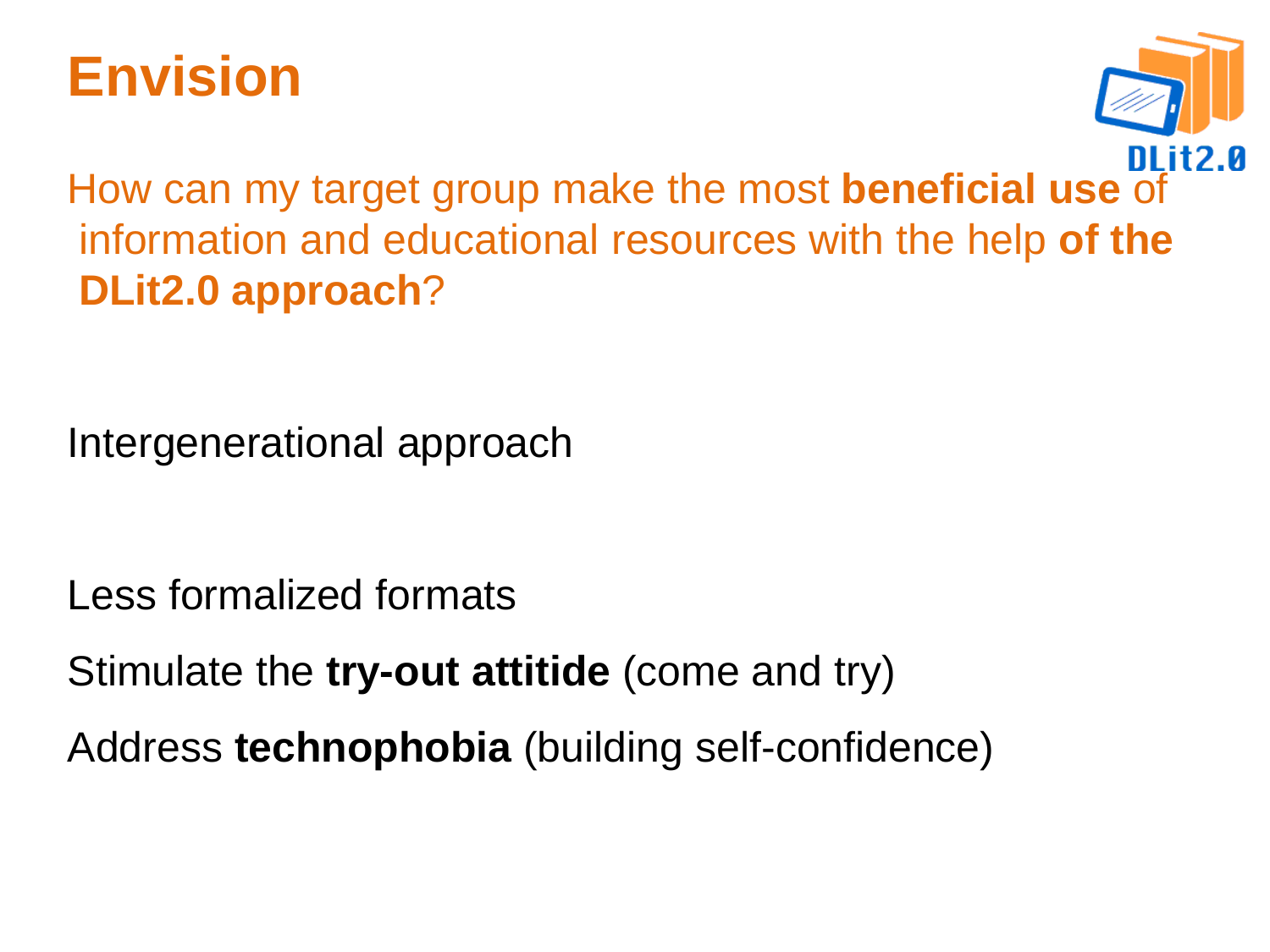# Envision

How can my target group make the most **beneficial use** of information and educational resources with the help **of the DLit2.0 approach**?

Intergenerational approach

Less formalized formats

Stimulate the **try-out attitide** (come and try)

Address **technophobia** (building self-confidence)